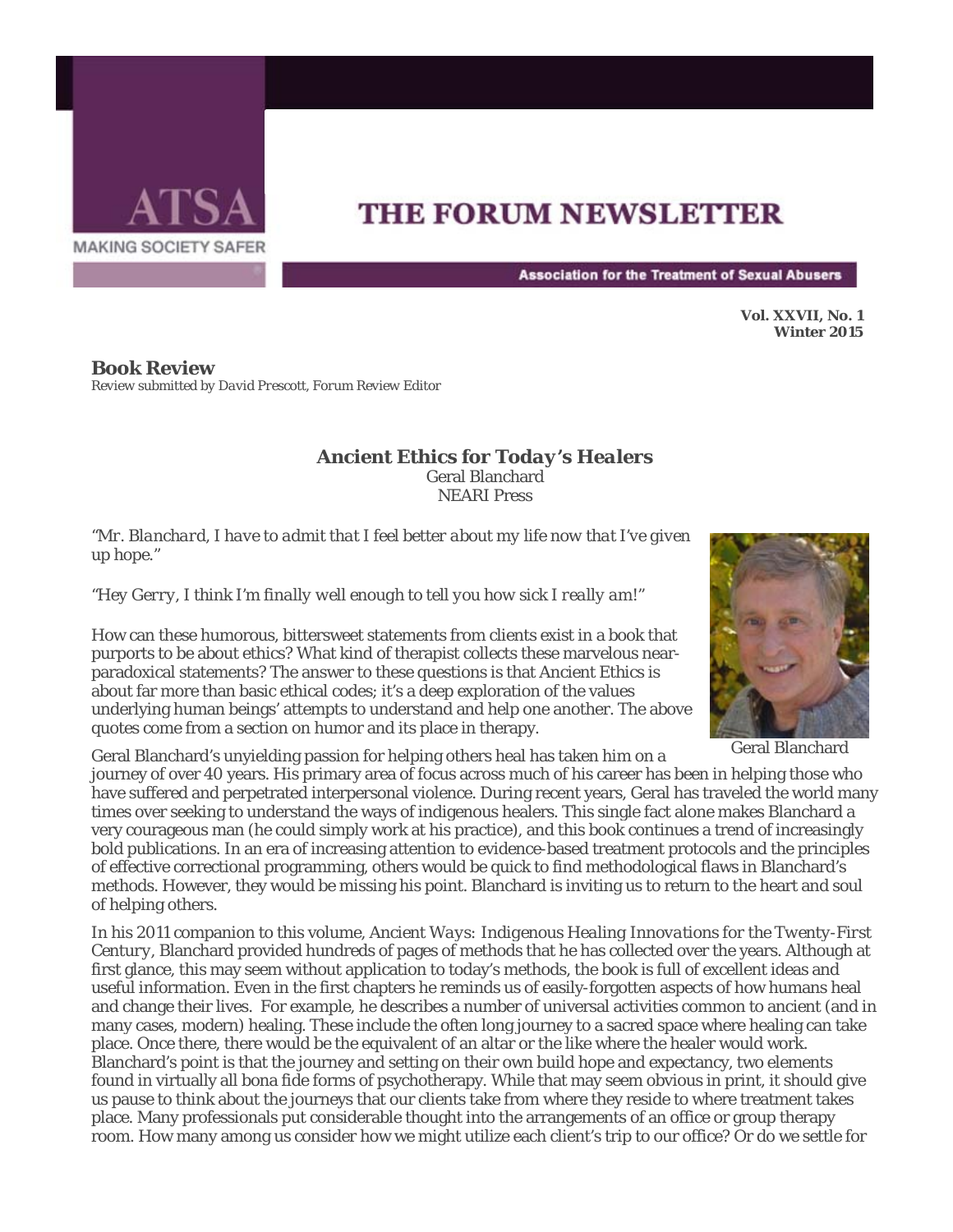# THE FORUM NEWSLETTER

ATSA
MAKING SOCIETY SAFER

Association for the Treatment of Sexual Abusers

**Vol. XXVII, No. 1**
**Winter 2015**

## Book Review

*Review submitted by David Prescott, Forum Review Editor*

### *Ancient Ethics for Today's Healers*

Geral Blanchard
NEARI Press

*"Mr. Blanchard, I have to admit that I feel better about my life now that I've given up hope."*

*"Hey Gerry, I think I'm finally well enough to tell you how sick I really am!"*

How can these humorous, bittersweet statements from clients exist in a book that purports to be about ethics? What kind of therapist collects these marvelous near-paradoxical statements? The answer to these questions is that Ancient Ethics is about far more than basic ethical codes; it's a deep exploration of the values underlying human beings' attempts to understand and help one another. The above quotes come from a section on humor and its place in therapy.

Geral Blanchard

Geral Blanchard's unyielding passion for helping others heal has taken him on a journey of over 40 years. His primary area of focus across much of his career has been in helping those who have suffered and perpetrated interpersonal violence. During recent years, Geral has traveled the world many times over seeking to understand the ways of indigenous healers. This single fact alone makes Blanchard a very courageous man (he could simply work at his practice), and this book continues a trend of increasingly bold publications. In an era of increasing attention to evidence-based treatment protocols and the principles of effective correctional programming, others would be quick to find methodological flaws in Blanchard's methods. However, they would be missing his point. Blanchard is inviting us to return to the heart and soul of helping others.

In his 2011 companion to this volume, *Ancient Ways: Indigenous Healing Innovations for the Twenty-First Century*, Blanchard provided hundreds of pages of methods that he has collected over the years. Although at first glance, this may seem without application to today's methods, the book is full of excellent ideas and useful information. Even in the first chapters he reminds us of easily-forgotten aspects of how humans heal and change their lives. For example, he describes a number of universal activities common to ancient (and in many cases, modern) healing. These include the often long journey to a sacred space where healing can take place. Once there, there would be the equivalent of an altar or the like where the healer would work. Blanchard's point is that the journey and setting on their own build hope and expectancy, two elements found in virtually all bona fide forms of psychotherapy. While that may seem obvious in print, it should give us pause to think about the journeys that our clients take from where they reside to where treatment takes place. Many professionals put considerable thought into the arrangements of an office or group therapy room. How many among us consider how we might utilize each client's trip to our office? Or do we settle for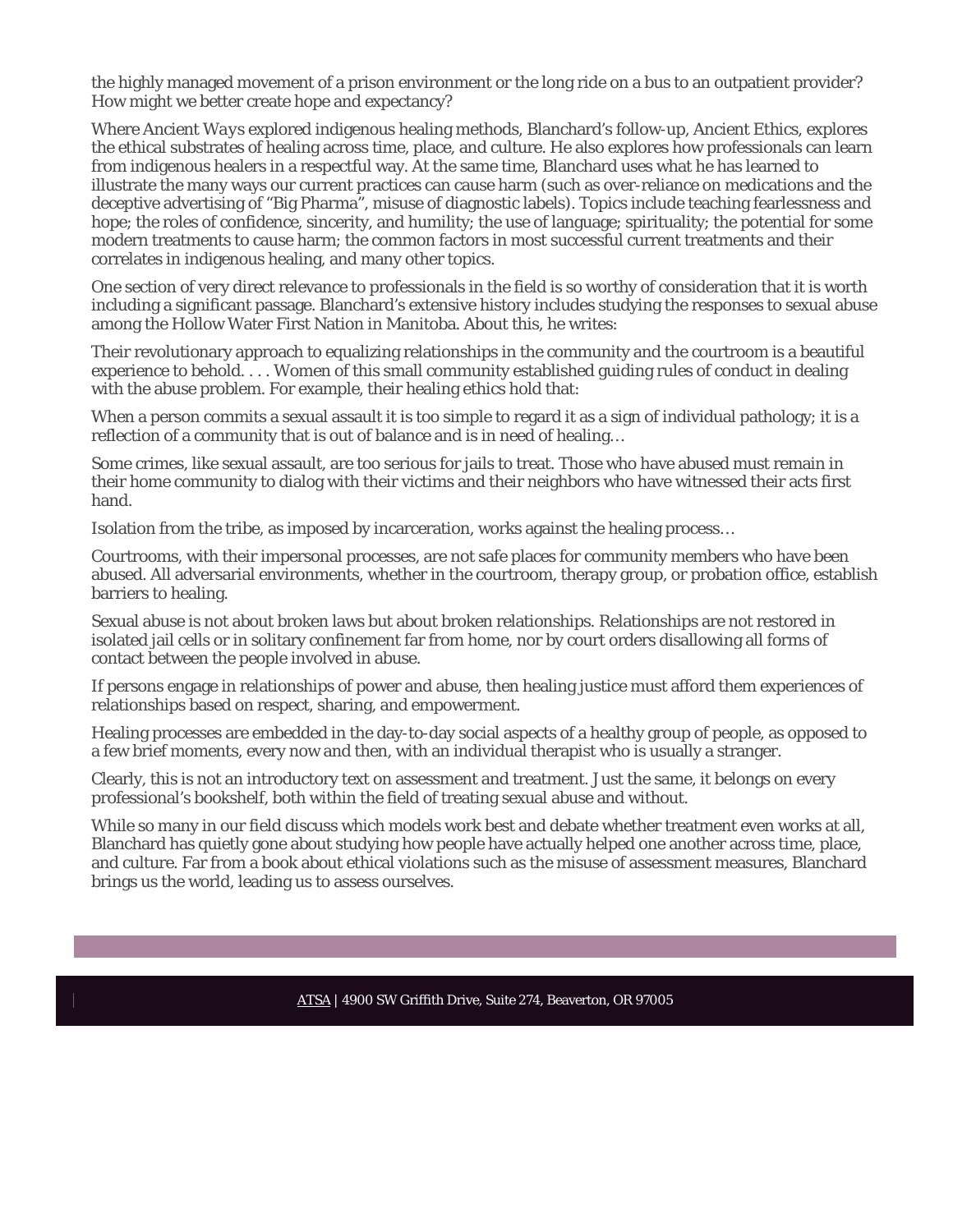the highly managed movement of a prison environment or the long ride on a bus to an outpatient provider? How might we better create hope and expectancy?

Where *Ancient Ways* explored indigenous healing methods, Blanchard's follow-up, Ancient Ethics, explores the ethical substrates of healing across time, place, and culture. He also explores how professionals can learn from indigenous healers in a respectful way. At the same time, Blanchard uses what he has learned to illustrate the many ways our current practices can cause harm (such as over-reliance on medications and the deceptive advertising of "Big Pharma", misuse of diagnostic labels). Topics include teaching fearlessness and hope; the roles of confidence, sincerity, and humility; the use of language; spirituality; the potential for some modern treatments to cause harm; the common factors in most successful current treatments and their correlates in indigenous healing, and many other topics.

One section of very direct relevance to professionals in the field is so worthy of consideration that it is worth including a significant passage. Blanchard's extensive history includes studying the responses to sexual abuse among the Hollow Water First Nation in Manitoba. About this, he writes:

Their revolutionary approach to equalizing relationships in the community and the courtroom is a beautiful experience to behold. . . . Women of this small community established guiding rules of conduct in dealing with the abuse problem. For example, their healing ethics hold that:

When a person commits a sexual assault it is too simple to regard it as a sign of individual pathology; it is a reflection of a community that is out of balance and is in need of healing…

Some crimes, like sexual assault, are too serious for jails to treat. Those who have abused must remain in their home community to dialog with their victims and their neighbors who have witnessed their acts first hand.

Isolation from the tribe, as imposed by incarceration, works against the healing process…

Courtrooms, with their impersonal processes, are not safe places for community members who have been abused. All adversarial environments, whether in the courtroom, therapy group, or probation office, establish barriers to healing.

Sexual abuse is not about broken laws but about broken relationships. Relationships are not restored in isolated jail cells or in solitary confinement far from home, nor by court orders disallowing all forms of contact between the people involved in abuse.

If persons engage in relationships of power and abuse, then healing justice must afford them experiences of relationships based on respect, sharing, and empowerment.

Healing processes are embedded in the day-to-day social aspects of a healthy group of people, as opposed to a few brief moments, every now and then, with an individual therapist who is usually a stranger.

Clearly, this is not an introductory text on assessment and treatment. Just the same, it belongs on every professional's bookshelf, both within the field of treating sexual abuse and without.

While so many in our field discuss which models work best and debate whether treatment even works at all, Blanchard has quietly gone about studying how people have actually helped one another across time, place, and culture. Far from a book about ethical violations such as the misuse of assessment measures, Blanchard brings us the world, leading us to assess ourselves.

ATSA | 4900 SW Griffith Drive, Suite 274, Beaverton, OR 97005